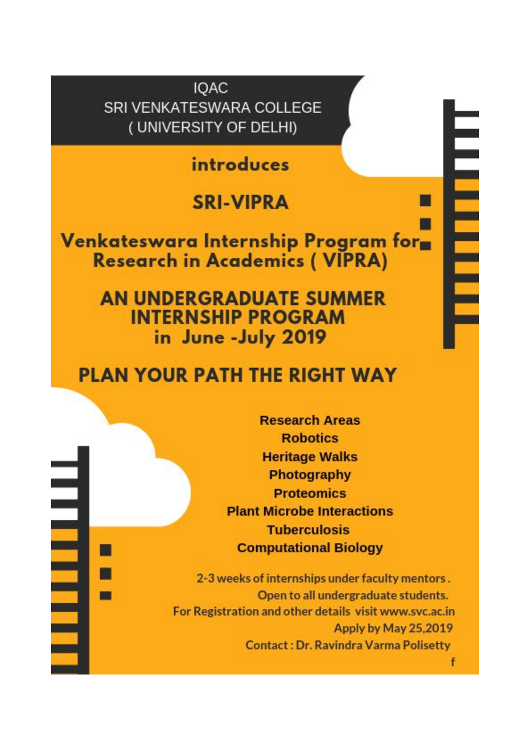IQAC
SRI VENKATESWARA COLLEGE
( UNIVERSITY OF DELHI)

introduces

# SRI-VIPRA

## Venkateswara Internship Program for Research in Academics ( VIPRA)

## AN UNDERGRADUATE SUMMER INTERNSHIP PROGRAM in June -July 2019

## PLAN YOUR PATH THE RIGHT WAY

**Research Areas**
**Robotics**
**Heritage Walks**
**Photography**
**Proteomics**
**Plant Microbe Interactions**
**Tuberculosis**
**Computational Biology**

2-3 weeks of internships under faculty mentors .
Open to all undergraduate students.
For Registration and other details visit www.svc.ac.in
Apply by May 25,2019
Contact : Dr. Ravindra Varma Polisetty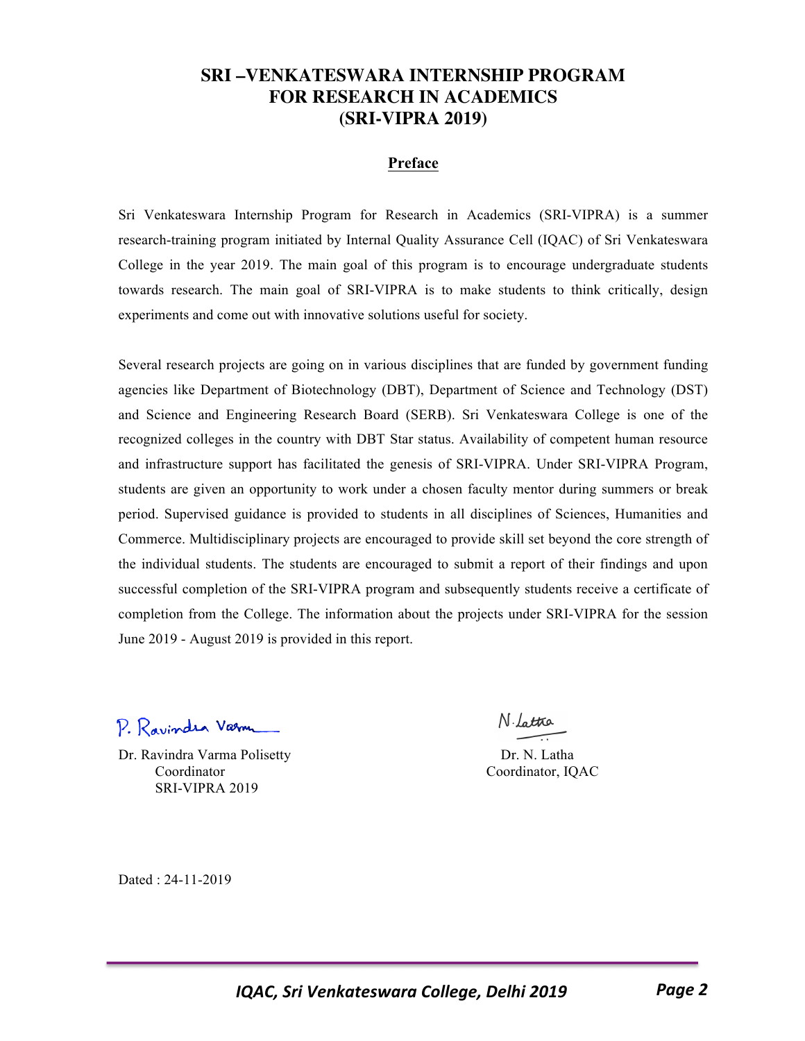# SRI –VENKATESWARA INTERNSHIP PROGRAM FOR RESEARCH IN ACADEMICS (SRI-VIPRA 2019)

## Preface

Sri Venkateswara Internship Program for Research in Academics (SRI-VIPRA) is a summer research-training program initiated by Internal Quality Assurance Cell (IQAC) of Sri Venkateswara College in the year 2019. The main goal of this program is to encourage undergraduate students towards research. The main goal of SRI-VIPRA is to make students to think critically, design experiments and come out with innovative solutions useful for society.

Several research projects are going on in various disciplines that are funded by government funding agencies like Department of Biotechnology (DBT), Department of Science and Technology (DST) and Science and Engineering Research Board (SERB). Sri Venkateswara College is one of the recognized colleges in the country with DBT Star status. Availability of competent human resource and infrastructure support has facilitated the genesis of SRI-VIPRA. Under SRI-VIPRA Program, students are given an opportunity to work under a chosen faculty mentor during summers or break period. Supervised guidance is provided to students in all disciplines of Sciences, Humanities and Commerce. Multidisciplinary projects are encouraged to provide skill set beyond the core strength of the individual students. The students are encouraged to submit a report of their findings and upon successful completion of the SRI-VIPRA program and subsequently students receive a certificate of completion from the College. The information about the projects under SRI-VIPRA for the session June 2019 - August 2019 is provided in this report.

P. Ravindra Varma

Dr. Ravindra Varma Polisetty
Coordinator
SRI-VIPRA 2019

N. Latha

Dr. N. Latha
Coordinator, IQAC

Dated : 24-11-2019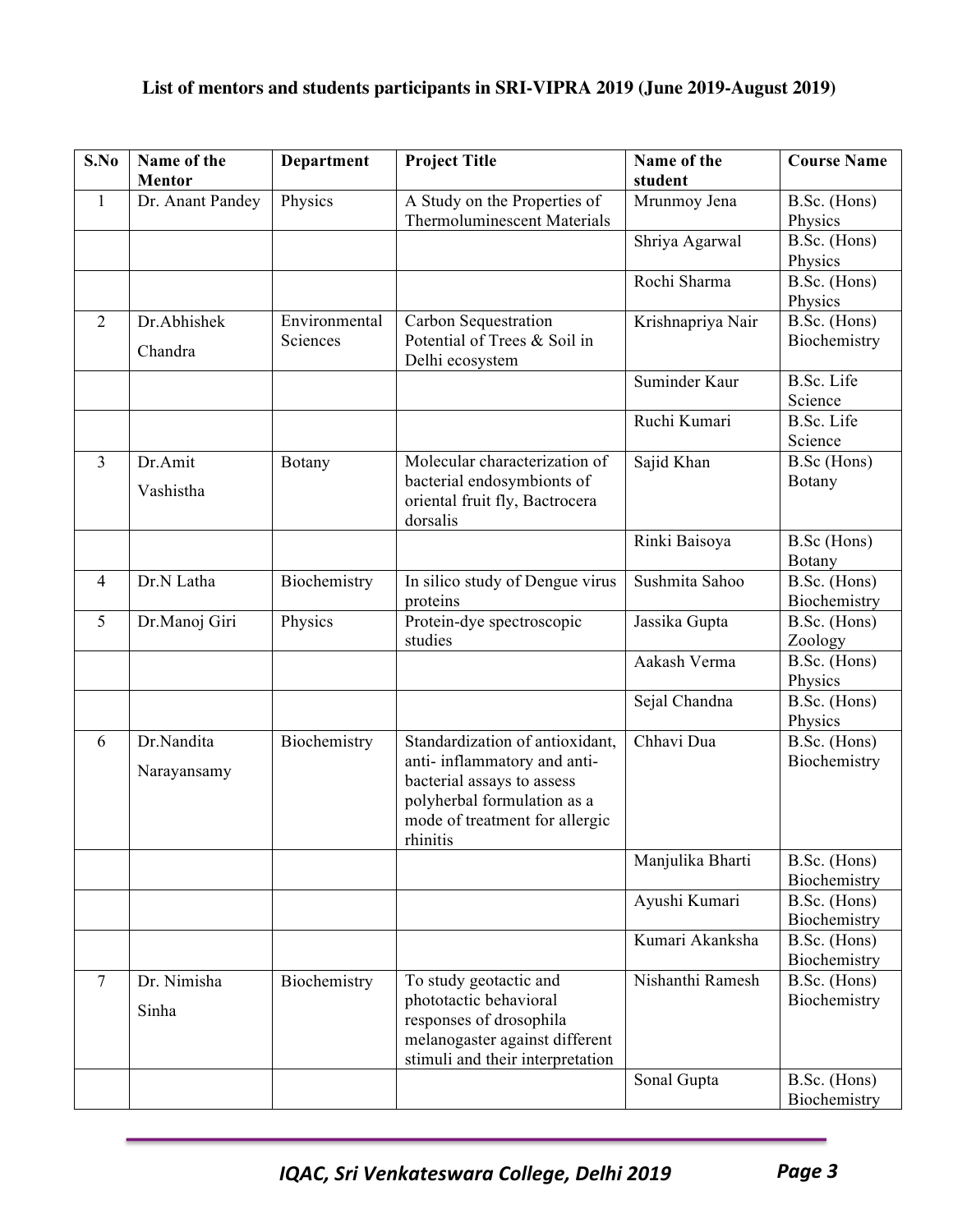**List of mentors and students participants in SRI-VIPRA 2019 (June 2019-August 2019)**

| S.No | Name of the Mentor | Department | Project Title | Name of the student | Course Name |
|---|---|---|---|---|---|
| 1 | Dr. Anant Pandey | Physics | A Study on the Properties of Thermoluminescent Materials | Mrunmoy Jena | B.Sc. (Hons) Physics |
| | | | | Shriya Agarwal | B.Sc. (Hons) Physics |
| | | | | Rochi Sharma | B.Sc. (Hons) Physics |
| 2 | Dr.Abhishek Chandra | Environmental Sciences | Carbon Sequestration Potential of Trees & Soil in Delhi ecosystem | Krishnapriya Nair | B.Sc. (Hons) Biochemistry |
| | | | | Suminder Kaur | B.Sc. Life Science |
| | | | | Ruchi Kumari | B.Sc. Life Science |
| 3 | Dr.Amit Vashistha | Botany | Molecular characterization of bacterial endosymbionts of oriental fruit fly, Bactrocera dorsalis | Sajid Khan | B.Sc (Hons) Botany |
| | | | | Rinki Baisoya | B.Sc (Hons) Botany |
| 4 | Dr.N Latha | Biochemistry | In silico study of Dengue virus proteins | Sushmita Sahoo | B.Sc. (Hons) Biochemistry |
| 5 | Dr.Manoj Giri | Physics | Protein-dye spectroscopic studies | Jassika Gupta | B.Sc. (Hons) Zoology |
| | | | | Aakash Verma | B.Sc. (Hons) Physics |
| | | | | Sejal Chandna | B.Sc. (Hons) Physics |
| 6 | Dr.Nandita Narayansamy | Biochemistry | Standardization of antioxidant, anti- inflammatory and anti-bacterial assays to assess polyherbal formulation as a mode of treatment for allergic rhinitis | Chhavi Dua | B.Sc. (Hons) Biochemistry |
| | | | | Manjulika Bharti | B.Sc. (Hons) Biochemistry |
| | | | | Ayushi Kumari | B.Sc. (Hons) Biochemistry |
| | | | | Kumari Akanksha | B.Sc. (Hons) Biochemistry |
| 7 | Dr. Nimisha Sinha | Biochemistry | To study geotactic and phototactic behavioral responses of drosophila melanogaster against different stimuli and their interpretation | Nishanthi Ramesh | B.Sc. (Hons) Biochemistry |
| | | | | Sonal Gupta | B.Sc. (Hons) Biochemistry |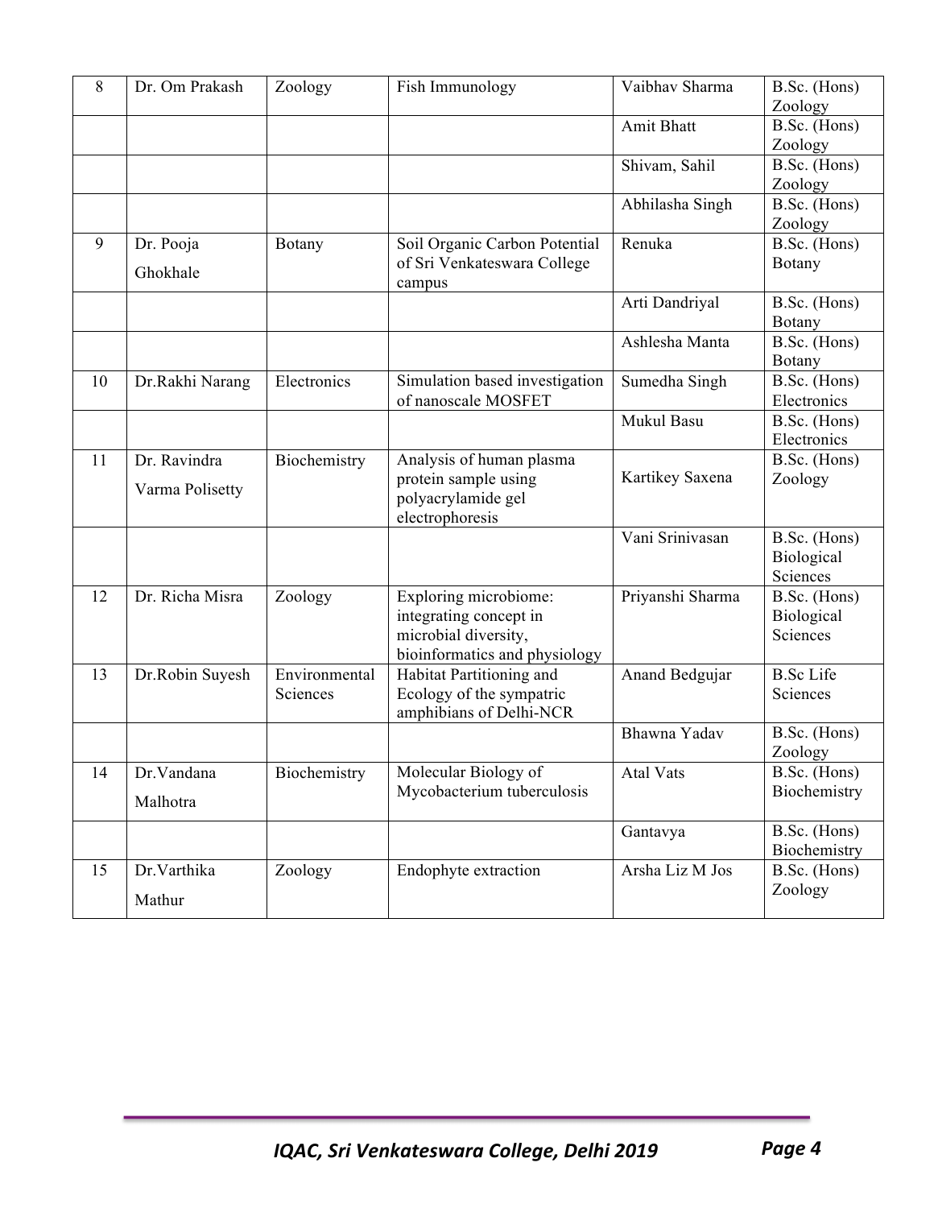| | | | | | |
|---|---|---|---|---|---|
| 8 | Dr. Om Prakash | Zoology | Fish Immunology | Vaibhav Sharma | B.Sc. (Hons) Zoology |
| | | | | Amit Bhatt | B.Sc. (Hons) Zoology |
| | | | | Shivam, Sahil | B.Sc. (Hons) Zoology |
| | | | | Abhilasha Singh | B.Sc. (Hons) Zoology |
| 9 | Dr. Pooja Ghokhale | Botany | Soil Organic Carbon Potential of Sri Venkateswara College campus | Renuka | B.Sc. (Hons) Botany |
| | | | | Arti Dandriyal | B.Sc. (Hons) Botany |
| | | | | Ashlesha Manta | B.Sc. (Hons) Botany |
| 10 | Dr.Rakhi Narang | Electronics | Simulation based investigation of nanoscale MOSFET | Sumedha Singh | B.Sc. (Hons) Electronics |
| | | | | Mukul Basu | B.Sc. (Hons) Electronics |
| 11 | Dr. Ravindra Varma Polisetty | Biochemistry | Analysis of human plasma protein sample using polyacrylamide gel electrophoresis | Kartikey Saxena | B.Sc. (Hons) Zoology |
| | | | | Vani Srinivasan | B.Sc. (Hons) Biological Sciences |
| 12 | Dr. Richa Misra | Zoology | Exploring microbiome: integrating concept in microbial diversity, bioinformatics and physiology | Priyanshi Sharma | B.Sc. (Hons) Biological Sciences |
| 13 | Dr.Robin Suyesh | Environmental Sciences | Habitat Partitioning and Ecology of the sympatric amphibians of Delhi-NCR | Anand Bedgujar | B.Sc Life Sciences |
| | | | | Bhawna Yadav | B.Sc. (Hons) Zoology |
| 14 | Dr.Vandana Malhotra | Biochemistry | Molecular Biology of Mycobacterium tuberculosis | Atal Vats | B.Sc. (Hons) Biochemistry |
| | | | | Gantavya | B.Sc. (Hons) Biochemistry |
| 15 | Dr.Varthika Mathur | Zoology | Endophyte extraction | Arsha Liz M Jos | B.Sc. (Hons) Zoology |